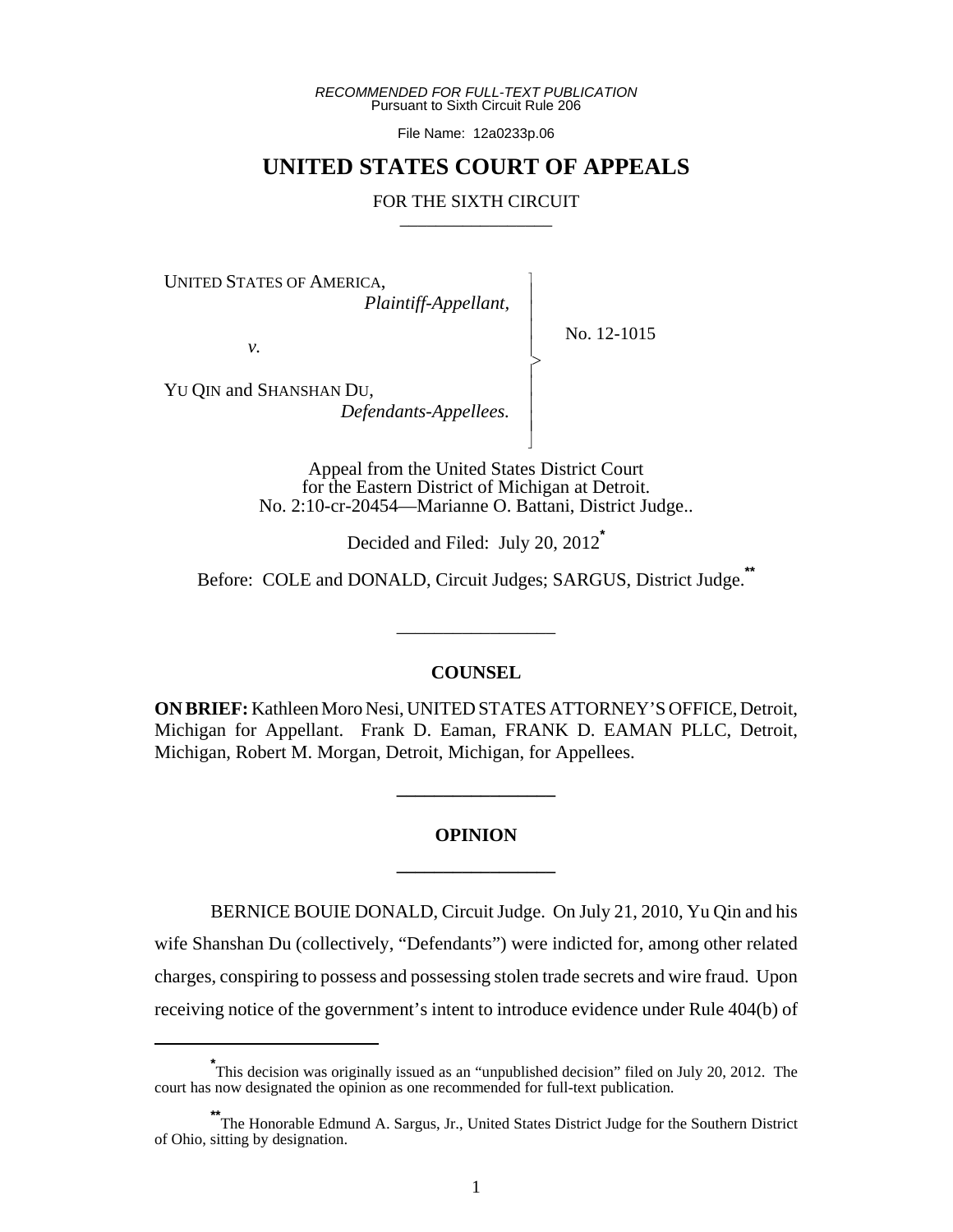RECOMMENDED FOR FULL-TEXT PUBLICATION
Pursuant to Sixth Circuit Rule 206

File Name: 12a0233p.06

# UNITED STATES COURT OF APPEALS

FOR THE SIXTH CIRCUIT

UNITED STATES OF AMERICA,
*Plaintiff-Appellant,*

*v.*

YU QIN and SHANSHAN DU,
*Defendants-Appellees.*

No. 12-1015

Appeal from the United States District Court
for the Eastern District of Michigan at Detroit.
No. 2:10-cr-20454—Marianne O. Battani, District Judge..

Decided and Filed: July 20, 2012[*]

Before: COLE and DONALD, Circuit Judges; SARGUS, District Judge.[**]

## COUNSEL

**ON BRIEF:** Kathleen Moro Nesi, UNITED STATES ATTORNEY'S OFFICE, Detroit, Michigan for Appellant. Frank D. Eaman, FRANK D. EAMAN PLLC, Detroit, Michigan, Robert M. Morgan, Detroit, Michigan, for Appellees.

## OPINION

BERNICE BOUIE DONALD, Circuit Judge. On July 21, 2010, Yu Qin and his wife Shanshan Du (collectively, "Defendants") were indicted for, among other related charges, conspiring to possess and possessing stolen trade secrets and wire fraud. Upon receiving notice of the government's intent to introduce evidence under Rule 404(b) of

[*] This decision was originally issued as an "unpublished decision" filed on July 20, 2012. The court has now designated the opinion as one recommended for full-text publication.

[**] The Honorable Edmund A. Sargus, Jr., United States District Judge for the Southern District of Ohio, sitting by designation.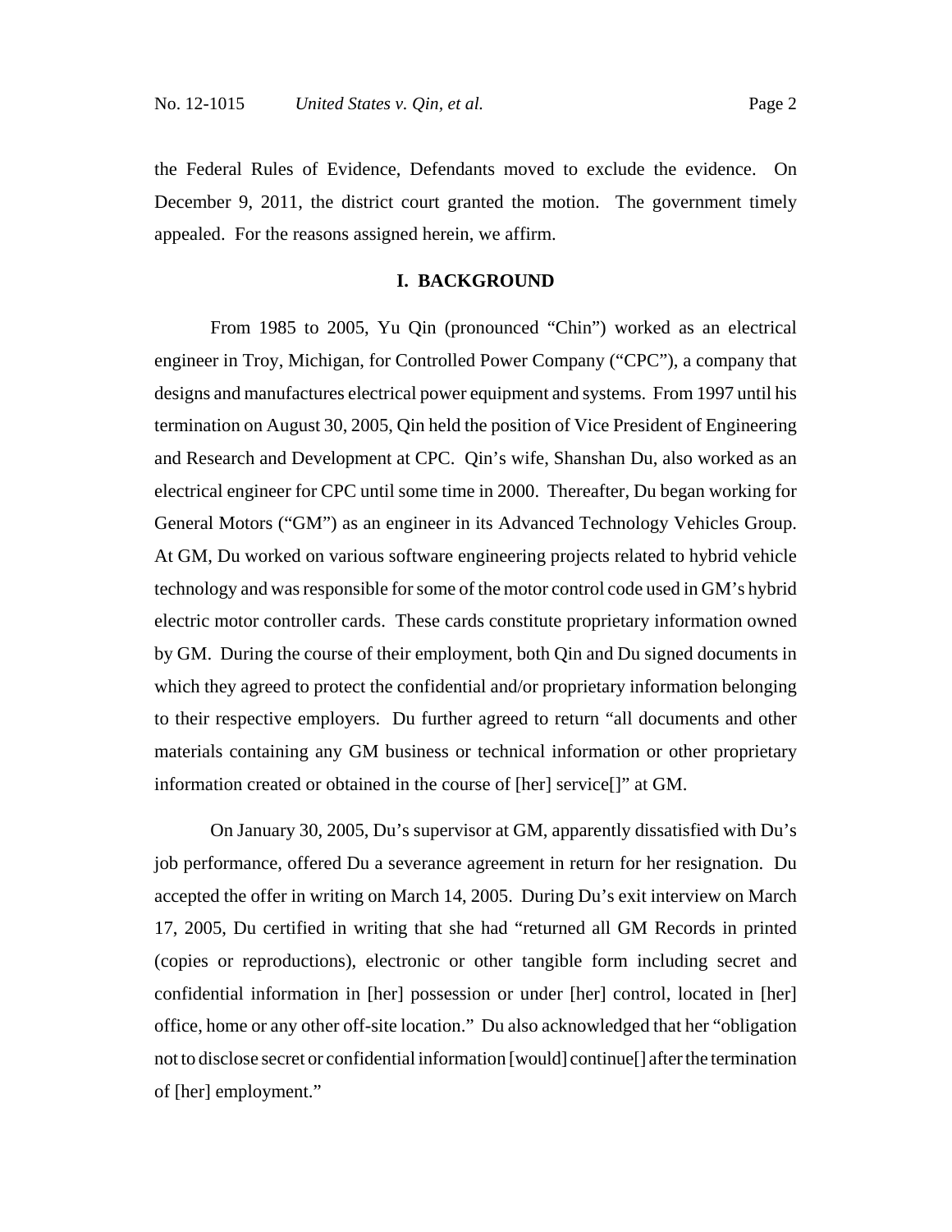the Federal Rules of Evidence, Defendants moved to exclude the evidence. On December 9, 2011, the district court granted the motion. The government timely appealed. For the reasons assigned herein, we affirm.

## I. BACKGROUND

From 1985 to 2005, Yu Qin (pronounced "Chin") worked as an electrical engineer in Troy, Michigan, for Controlled Power Company ("CPC"), a company that designs and manufactures electrical power equipment and systems. From 1997 until his termination on August 30, 2005, Qin held the position of Vice President of Engineering and Research and Development at CPC. Qin's wife, Shanshan Du, also worked as an electrical engineer for CPC until some time in 2000. Thereafter, Du began working for General Motors ("GM") as an engineer in its Advanced Technology Vehicles Group. At GM, Du worked on various software engineering projects related to hybrid vehicle technology and was responsible for some of the motor control code used in GM's hybrid electric motor controller cards. These cards constitute proprietary information owned by GM. During the course of their employment, both Qin and Du signed documents in which they agreed to protect the confidential and/or proprietary information belonging to their respective employers. Du further agreed to return "all documents and other materials containing any GM business or technical information or other proprietary information created or obtained in the course of [her] service[]" at GM.

On January 30, 2005, Du's supervisor at GM, apparently dissatisfied with Du's job performance, offered Du a severance agreement in return for her resignation. Du accepted the offer in writing on March 14, 2005. During Du's exit interview on March 17, 2005, Du certified in writing that she had "returned all GM Records in printed (copies or reproductions), electronic or other tangible form including secret and confidential information in [her] possession or under [her] control, located in [her] office, home or any other off-site location." Du also acknowledged that her "obligation not to disclose secret or confidential information [would] continue[] after the termination of [her] employment."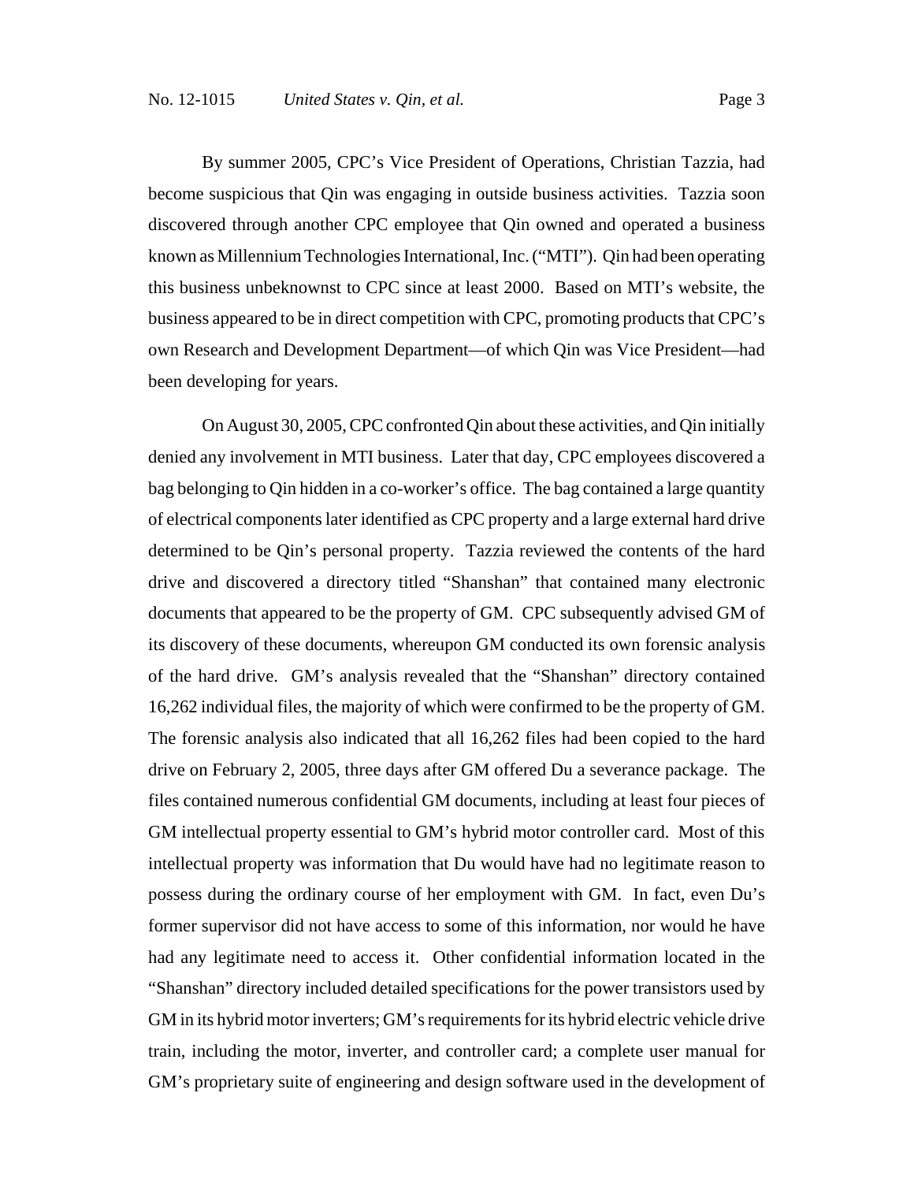By summer 2005, CPC's Vice President of Operations, Christian Tazzia, had become suspicious that Qin was engaging in outside business activities. Tazzia soon discovered through another CPC employee that Qin owned and operated a business known as Millennium Technologies International, Inc. ("MTI"). Qin had been operating this business unbeknownst to CPC since at least 2000. Based on MTI's website, the business appeared to be in direct competition with CPC, promoting products that CPC's own Research and Development Department—of which Qin was Vice President—had been developing for years.

On August 30, 2005, CPC confronted Qin about these activities, and Qin initially denied any involvement in MTI business. Later that day, CPC employees discovered a bag belonging to Qin hidden in a co-worker's office. The bag contained a large quantity of electrical components later identified as CPC property and a large external hard drive determined to be Qin's personal property. Tazzia reviewed the contents of the hard drive and discovered a directory titled "Shanshan" that contained many electronic documents that appeared to be the property of GM. CPC subsequently advised GM of its discovery of these documents, whereupon GM conducted its own forensic analysis of the hard drive. GM's analysis revealed that the "Shanshan" directory contained 16,262 individual files, the majority of which were confirmed to be the property of GM. The forensic analysis also indicated that all 16,262 files had been copied to the hard drive on February 2, 2005, three days after GM offered Du a severance package. The files contained numerous confidential GM documents, including at least four pieces of GM intellectual property essential to GM's hybrid motor controller card. Most of this intellectual property was information that Du would have had no legitimate reason to possess during the ordinary course of her employment with GM. In fact, even Du's former supervisor did not have access to some of this information, nor would he have had any legitimate need to access it. Other confidential information located in the "Shanshan" directory included detailed specifications for the power transistors used by GM in its hybrid motor inverters; GM's requirements for its hybrid electric vehicle drive train, including the motor, inverter, and controller card; a complete user manual for GM's proprietary suite of engineering and design software used in the development of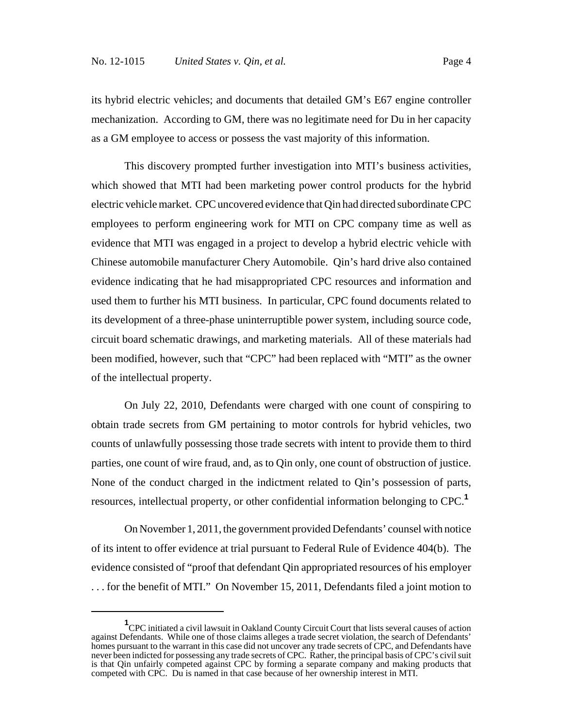its hybrid electric vehicles; and documents that detailed GM's E67 engine controller mechanization. According to GM, there was no legitimate need for Du in her capacity as a GM employee to access or possess the vast majority of this information.

This discovery prompted further investigation into MTI's business activities, which showed that MTI had been marketing power control products for the hybrid electric vehicle market. CPC uncovered evidence that Qin had directed subordinate CPC employees to perform engineering work for MTI on CPC company time as well as evidence that MTI was engaged in a project to develop a hybrid electric vehicle with Chinese automobile manufacturer Chery Automobile. Qin's hard drive also contained evidence indicating that he had misappropriated CPC resources and information and used them to further his MTI business. In particular, CPC found documents related to its development of a three-phase uninterruptible power system, including source code, circuit board schematic drawings, and marketing materials. All of these materials had been modified, however, such that "CPC" had been replaced with "MTI" as the owner of the intellectual property.

On July 22, 2010, Defendants were charged with one count of conspiring to obtain trade secrets from GM pertaining to motor controls for hybrid vehicles, two counts of unlawfully possessing those trade secrets with intent to provide them to third parties, one count of wire fraud, and, as to Qin only, one count of obstruction of justice. None of the conduct charged in the indictment related to Qin's possession of parts, resources, intellectual property, or other confidential information belonging to CPC.[1]

On November 1, 2011, the government provided Defendants' counsel with notice of its intent to offer evidence at trial pursuant to Federal Rule of Evidence 404(b). The evidence consisted of "proof that defendant Qin appropriated resources of his employer . . . for the benefit of MTI." On November 15, 2011, Defendants filed a joint motion to

---

[1] CPC initiated a civil lawsuit in Oakland County Circuit Court that lists several causes of action against Defendants. While one of those claims alleges a trade secret violation, the search of Defendants' homes pursuant to the warrant in this case did not uncover any trade secrets of CPC, and Defendants have never been indicted for possessing any trade secrets of CPC. Rather, the principal basis of CPC's civil suit is that Qin unfairly competed against CPC by forming a separate company and making products that competed with CPC. Du is named in that case because of her ownership interest in MTI.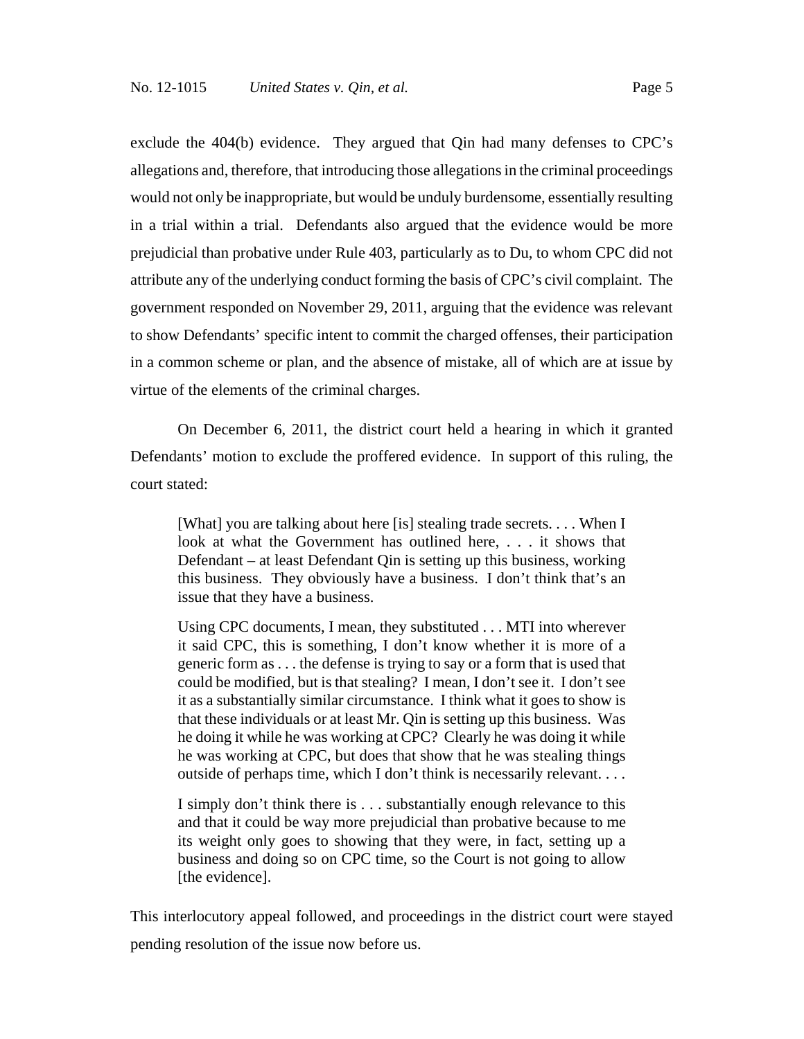exclude the 404(b) evidence. They argued that Qin had many defenses to CPC's allegations and, therefore, that introducing those allegations in the criminal proceedings would not only be inappropriate, but would be unduly burdensome, essentially resulting in a trial within a trial. Defendants also argued that the evidence would be more prejudicial than probative under Rule 403, particularly as to Du, to whom CPC did not attribute any of the underlying conduct forming the basis of CPC's civil complaint. The government responded on November 29, 2011, arguing that the evidence was relevant to show Defendants' specific intent to commit the charged offenses, their participation in a common scheme or plan, and the absence of mistake, all of which are at issue by virtue of the elements of the criminal charges.

On December 6, 2011, the district court held a hearing in which it granted Defendants' motion to exclude the proffered evidence. In support of this ruling, the court stated:

> [What] you are talking about here [is] stealing trade secrets. . . . When I look at what the Government has outlined here, . . . it shows that Defendant – at least Defendant Qin is setting up this business, working this business. They obviously have a business. I don't think that's an issue that they have a business.
>
> Using CPC documents, I mean, they substituted . . . MTI into wherever it said CPC, this is something, I don't know whether it is more of a generic form as . . . the defense is trying to say or a form that is used that could be modified, but is that stealing? I mean, I don't see it. I don't see it as a substantially similar circumstance. I think what it goes to show is that these individuals or at least Mr. Qin is setting up this business. Was he doing it while he was working at CPC? Clearly he was doing it while he was working at CPC, but does that show that he was stealing things outside of perhaps time, which I don't think is necessarily relevant. . . .
>
> I simply don't think there is . . . substantially enough relevance to this and that it could be way more prejudicial than probative because to me its weight only goes to showing that they were, in fact, setting up a business and doing so on CPC time, so the Court is not going to allow [the evidence].

This interlocutory appeal followed, and proceedings in the district court were stayed pending resolution of the issue now before us.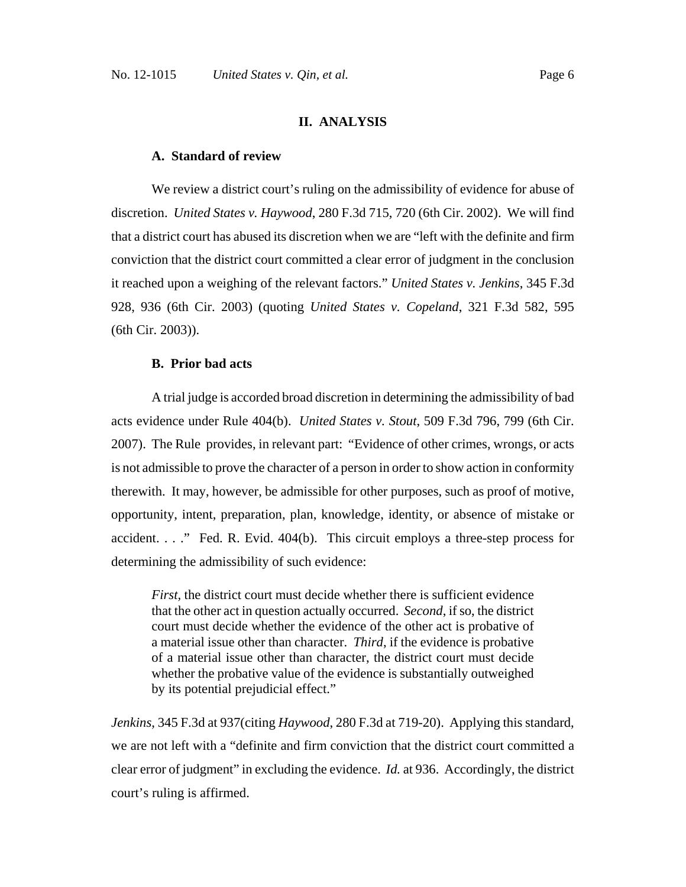## II. ANALYSIS

### A. Standard of review

We review a district court's ruling on the admissibility of evidence for abuse of discretion. *United States v. Haywood*, 280 F.3d 715, 720 (6th Cir. 2002). We will find that a district court has abused its discretion when we are "left with the definite and firm conviction that the district court committed a clear error of judgment in the conclusion it reached upon a weighing of the relevant factors." *United States v. Jenkins*, 345 F.3d 928, 936 (6th Cir. 2003) (quoting *United States v. Copeland*, 321 F.3d 582, 595 (6th Cir. 2003)).

### B. Prior bad acts

A trial judge is accorded broad discretion in determining the admissibility of bad acts evidence under Rule 404(b). *United States v. Stout*, 509 F.3d 796, 799 (6th Cir. 2007). The Rule provides, in relevant part: "Evidence of other crimes, wrongs, or acts is not admissible to prove the character of a person in order to show action in conformity therewith. It may, however, be admissible for other purposes, such as proof of motive, opportunity, intent, preparation, plan, knowledge, identity, or absence of mistake or accident. . . ." Fed. R. Evid. 404(b). This circuit employs a three-step process for determining the admissibility of such evidence:

> *First,* the district court must decide whether there is sufficient evidence that the other act in question actually occurred. *Second*, if so, the district court must decide whether the evidence of the other act is probative of a material issue other than character. *Third*, if the evidence is probative of a material issue other than character, the district court must decide whether the probative value of the evidence is substantially outweighed by its potential prejudicial effect."

*Jenkins*, 345 F.3d at 937(citing *Haywood*, 280 F.3d at 719-20). Applying this standard, we are not left with a "definite and firm conviction that the district court committed a clear error of judgment" in excluding the evidence. *Id.* at 936. Accordingly, the district court's ruling is affirmed.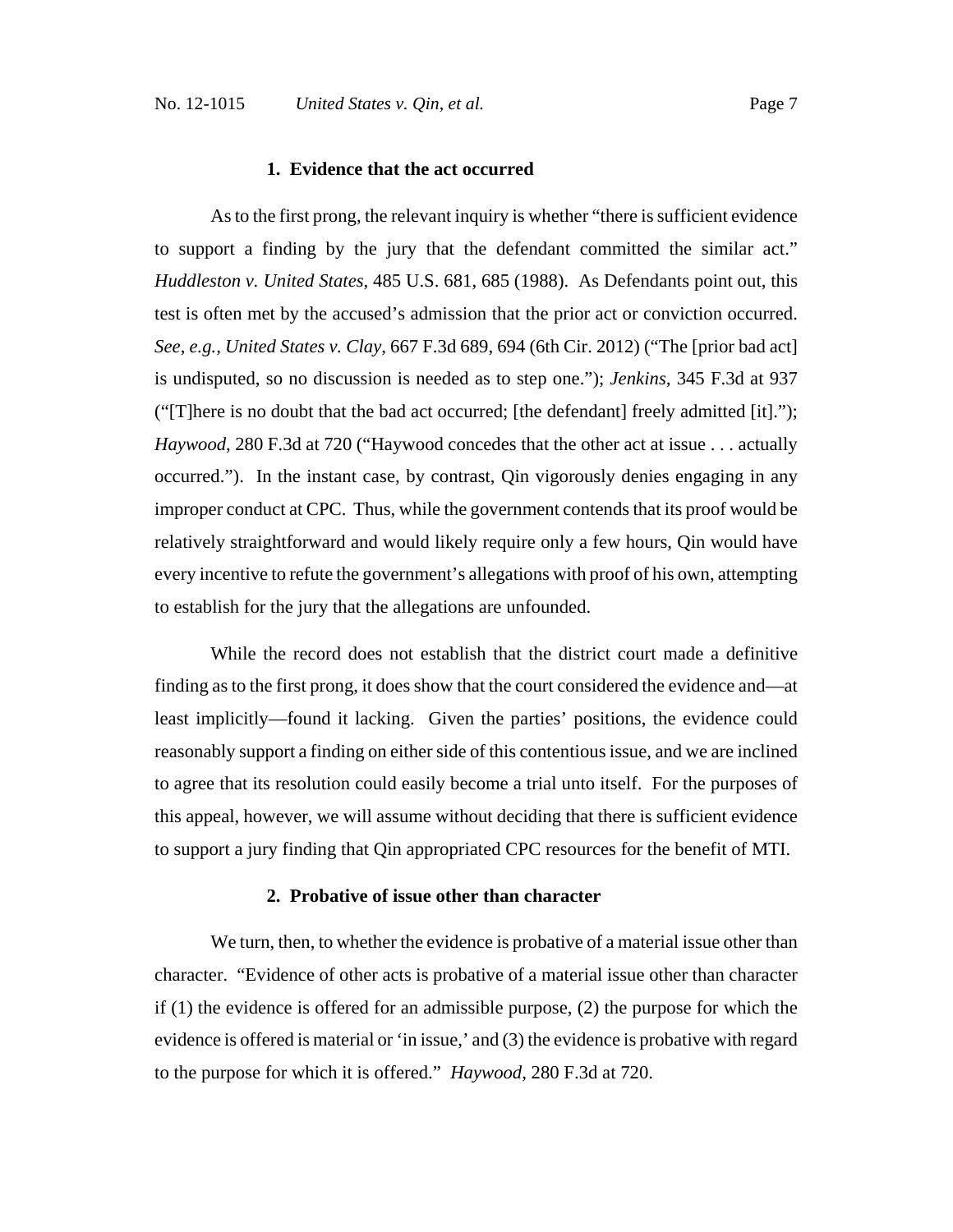### 1. Evidence that the act occurred

As to the first prong, the relevant inquiry is whether "there is sufficient evidence to support a finding by the jury that the defendant committed the similar act." *Huddleston v. United States*, 485 U.S. 681, 685 (1988). As Defendants point out, this test is often met by the accused's admission that the prior act or conviction occurred. *See, e.g.*, *United States v. Clay*, 667 F.3d 689, 694 (6th Cir. 2012) ("The [prior bad act] is undisputed, so no discussion is needed as to step one."); *Jenkins*, 345 F.3d at 937 ("[T]here is no doubt that the bad act occurred; [the defendant] freely admitted [it]."); *Haywood*, 280 F.3d at 720 ("Haywood concedes that the other act at issue . . . actually occurred."). In the instant case, by contrast, Qin vigorously denies engaging in any improper conduct at CPC. Thus, while the government contends that its proof would be relatively straightforward and would likely require only a few hours, Qin would have every incentive to refute the government's allegations with proof of his own, attempting to establish for the jury that the allegations are unfounded.

While the record does not establish that the district court made a definitive finding as to the first prong, it does show that the court considered the evidence and—at least implicitly—found it lacking. Given the parties' positions, the evidence could reasonably support a finding on either side of this contentious issue, and we are inclined to agree that its resolution could easily become a trial unto itself. For the purposes of this appeal, however, we will assume without deciding that there is sufficient evidence to support a jury finding that Qin appropriated CPC resources for the benefit of MTI.

### 2. Probative of issue other than character

We turn, then, to whether the evidence is probative of a material issue other than character. "Evidence of other acts is probative of a material issue other than character if (1) the evidence is offered for an admissible purpose, (2) the purpose for which the evidence is offered is material or 'in issue,' and (3) the evidence is probative with regard to the purpose for which it is offered." *Haywood*, 280 F.3d at 720.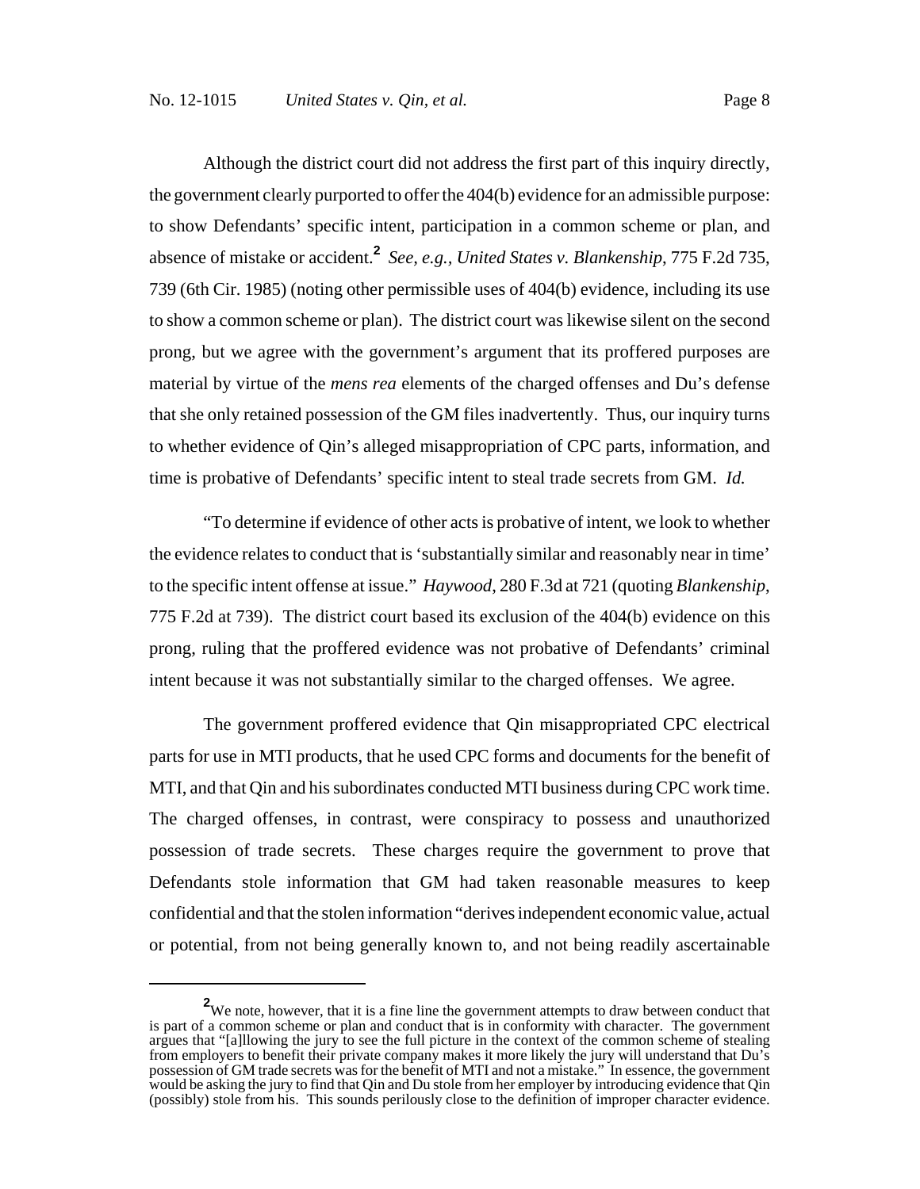Although the district court did not address the first part of this inquiry directly, the government clearly purported to offer the 404(b) evidence for an admissible purpose: to show Defendants' specific intent, participation in a common scheme or plan, and absence of mistake or accident.[2] *See, e.g., United States v. Blankenship*, 775 F.2d 735, 739 (6th Cir. 1985) (noting other permissible uses of 404(b) evidence, including its use to show a common scheme or plan). The district court was likewise silent on the second prong, but we agree with the government's argument that its proffered purposes are material by virtue of the *mens rea* elements of the charged offenses and Du's defense that she only retained possession of the GM files inadvertently. Thus, our inquiry turns to whether evidence of Qin's alleged misappropriation of CPC parts, information, and time is probative of Defendants' specific intent to steal trade secrets from GM. *Id.*

"To determine if evidence of other acts is probative of intent, we look to whether the evidence relates to conduct that is 'substantially similar and reasonably near in time' to the specific intent offense at issue." *Haywood*, 280 F.3d at 721 (quoting *Blankenship*, 775 F.2d at 739). The district court based its exclusion of the 404(b) evidence on this prong, ruling that the proffered evidence was not probative of Defendants' criminal intent because it was not substantially similar to the charged offenses. We agree.

The government proffered evidence that Qin misappropriated CPC electrical parts for use in MTI products, that he used CPC forms and documents for the benefit of MTI, and that Qin and his subordinates conducted MTI business during CPC work time. The charged offenses, in contrast, were conspiracy to possess and unauthorized possession of trade secrets. These charges require the government to prove that Defendants stole information that GM had taken reasonable measures to keep confidential and that the stolen information "derives independent economic value, actual or potential, from not being generally known to, and not being readily ascertainable

---

[2] We note, however, that it is a fine line the government attempts to draw between conduct that is part of a common scheme or plan and conduct that is in conformity with character. The government argues that "[a]llowing the jury to see the full picture in the context of the common scheme of stealing from employers to benefit their private company makes it more likely the jury will understand that Du's possession of GM trade secrets was for the benefit of MTI and not a mistake." In essence, the government would be asking the jury to find that Qin and Du stole from her employer by introducing evidence that Qin (possibly) stole from his. This sounds perilously close to the definition of improper character evidence.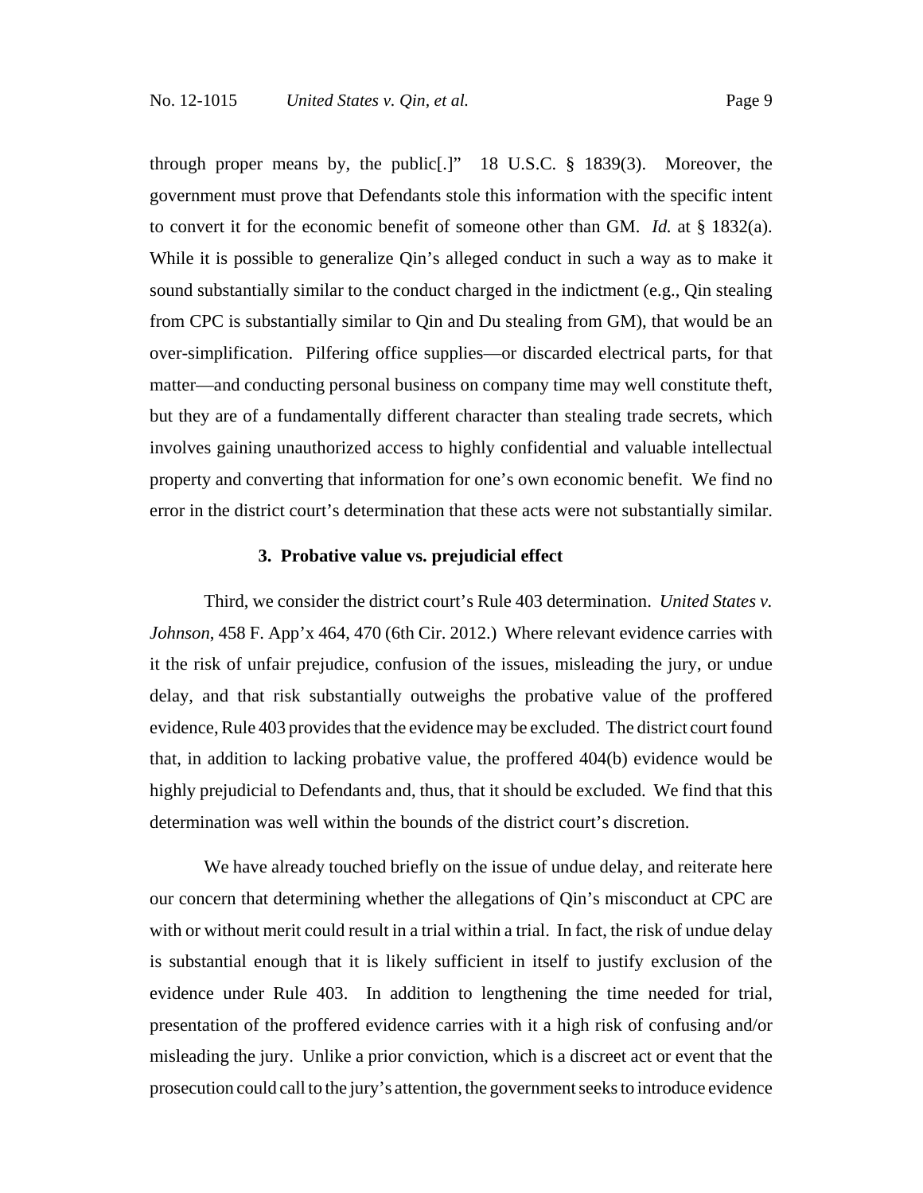through proper means by, the public[.]" 18 U.S.C. § 1839(3). Moreover, the government must prove that Defendants stole this information with the specific intent to convert it for the economic benefit of someone other than GM. *Id.* at § 1832(a). While it is possible to generalize Qin's alleged conduct in such a way as to make it sound substantially similar to the conduct charged in the indictment (e.g., Qin stealing from CPC is substantially similar to Qin and Du stealing from GM), that would be an over-simplification. Pilfering office supplies—or discarded electrical parts, for that matter—and conducting personal business on company time may well constitute theft, but they are of a fundamentally different character than stealing trade secrets, which involves gaining unauthorized access to highly confidential and valuable intellectual property and converting that information for one's own economic benefit. We find no error in the district court's determination that these acts were not substantially similar.

### 3. Probative value vs. prejudicial effect

Third, we consider the district court's Rule 403 determination. *United States v. Johnson*, 458 F. App'x 464, 470 (6th Cir. 2012.) Where relevant evidence carries with it the risk of unfair prejudice, confusion of the issues, misleading the jury, or undue delay, and that risk substantially outweighs the probative value of the proffered evidence, Rule 403 provides that the evidence may be excluded. The district court found that, in addition to lacking probative value, the proffered 404(b) evidence would be highly prejudicial to Defendants and, thus, that it should be excluded. We find that this determination was well within the bounds of the district court's discretion.

We have already touched briefly on the issue of undue delay, and reiterate here our concern that determining whether the allegations of Qin's misconduct at CPC are with or without merit could result in a trial within a trial. In fact, the risk of undue delay is substantial enough that it is likely sufficient in itself to justify exclusion of the evidence under Rule 403. In addition to lengthening the time needed for trial, presentation of the proffered evidence carries with it a high risk of confusing and/or misleading the jury. Unlike a prior conviction, which is a discreet act or event that the prosecution could call to the jury's attention, the government seeks to introduce evidence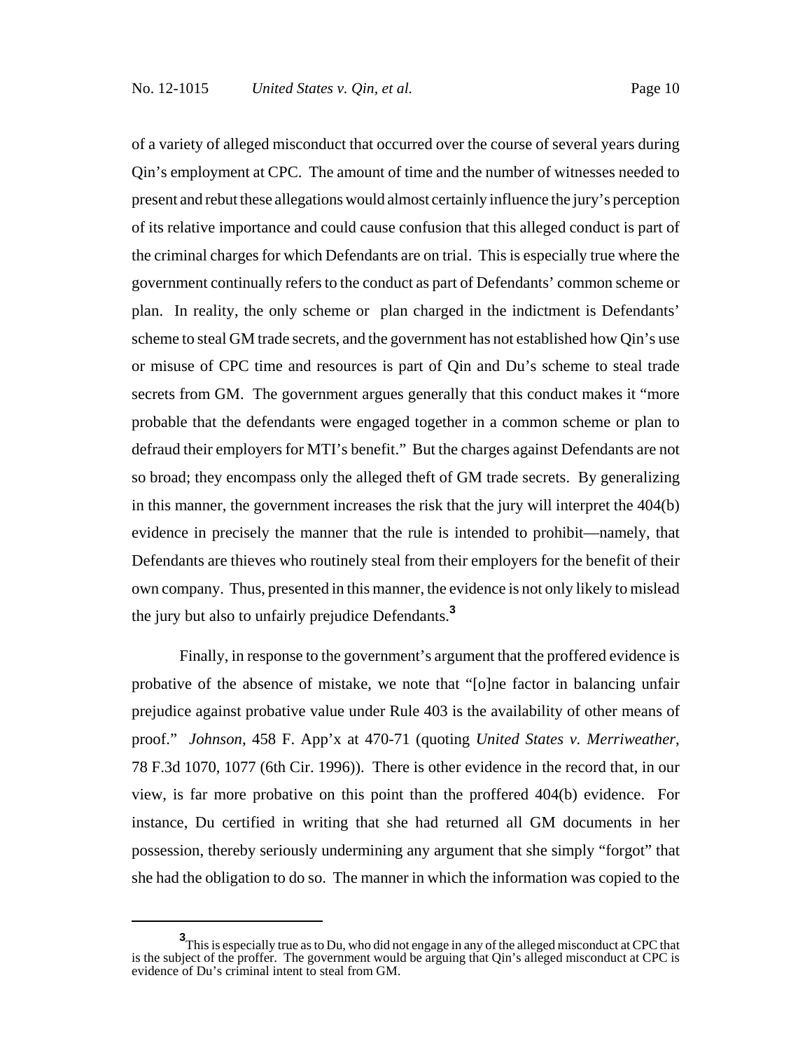of a variety of alleged misconduct that occurred over the course of several years during Qin's employment at CPC. The amount of time and the number of witnesses needed to present and rebut these allegations would almost certainly influence the jury's perception of its relative importance and could cause confusion that this alleged conduct is part of the criminal charges for which Defendants are on trial. This is especially true where the government continually refers to the conduct as part of Defendants' common scheme or plan. In reality, the only scheme or plan charged in the indictment is Defendants' scheme to steal GM trade secrets, and the government has not established how Qin's use or misuse of CPC time and resources is part of Qin and Du's scheme to steal trade secrets from GM. The government argues generally that this conduct makes it "more probable that the defendants were engaged together in a common scheme or plan to defraud their employers for MTI's benefit." But the charges against Defendants are not so broad; they encompass only the alleged theft of GM trade secrets. By generalizing in this manner, the government increases the risk that the jury will interpret the 404(b) evidence in precisely the manner that the rule is intended to prohibit—namely, that Defendants are thieves who routinely steal from their employers for the benefit of their own company. Thus, presented in this manner, the evidence is not only likely to mislead the jury but also to unfairly prejudice Defendants.[3]

Finally, in response to the government's argument that the proffered evidence is probative of the absence of mistake, we note that "[o]ne factor in balancing unfair prejudice against probative value under Rule 403 is the availability of other means of proof." *Johnson*, 458 F. App'x at 470-71 (quoting *United States v. Merriweather*, 78 F.3d 1070, 1077 (6th Cir. 1996)). There is other evidence in the record that, in our view, is far more probative on this point than the proffered 404(b) evidence. For instance, Du certified in writing that she had returned all GM documents in her possession, thereby seriously undermining any argument that she simply "forgot" that she had the obligation to do so. The manner in which the information was copied to the

[3] This is especially true as to Du, who did not engage in any of the alleged misconduct at CPC that is the subject of the proffer. The government would be arguing that Qin's alleged misconduct at CPC is evidence of Du's criminal intent to steal from GM.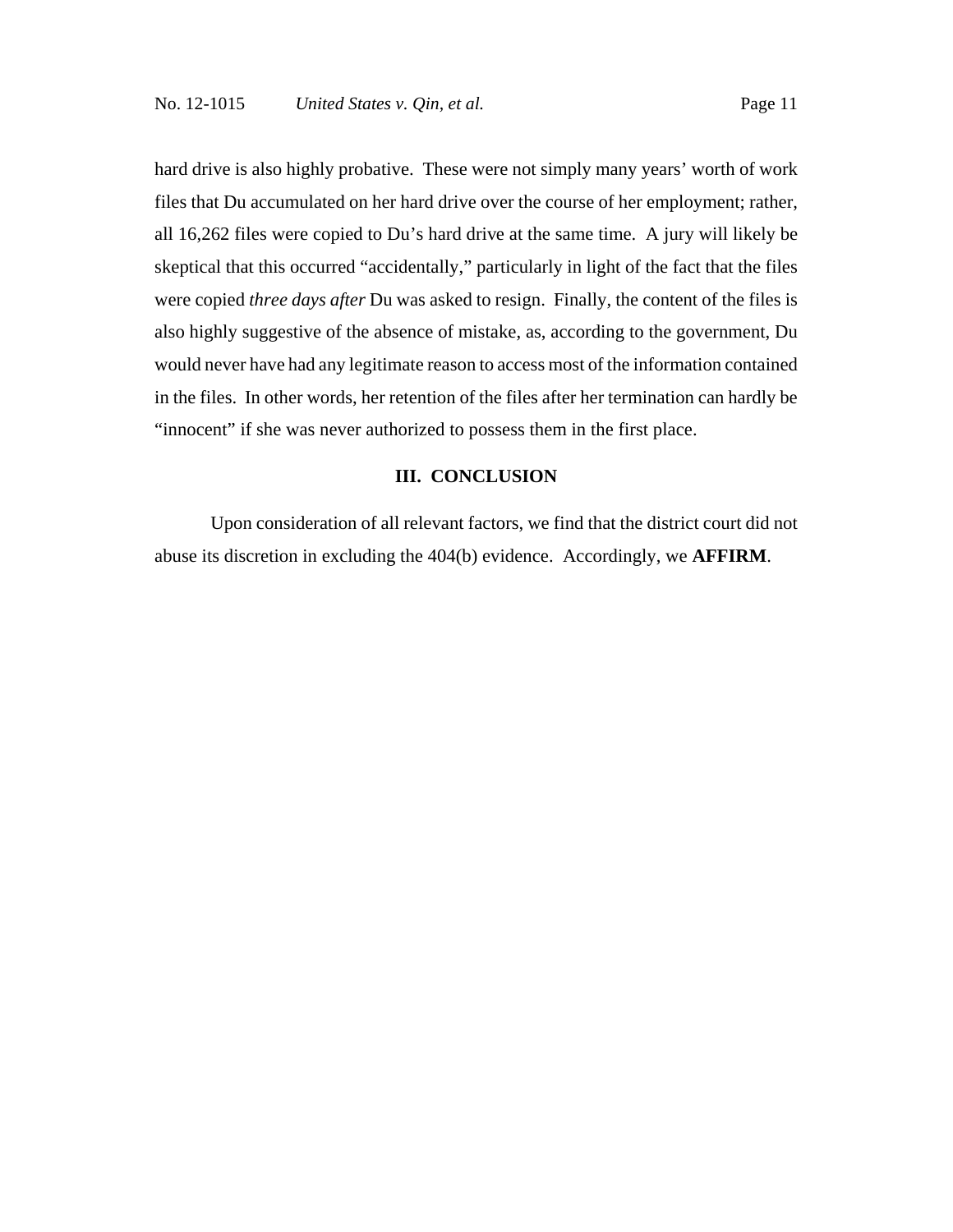hard drive is also highly probative. These were not simply many years' worth of work files that Du accumulated on her hard drive over the course of her employment; rather, all 16,262 files were copied to Du's hard drive at the same time. A jury will likely be skeptical that this occurred "accidentally," particularly in light of the fact that the files were copied *three days after* Du was asked to resign. Finally, the content of the files is also highly suggestive of the absence of mistake, as, according to the government, Du would never have had any legitimate reason to access most of the information contained in the files. In other words, her retention of the files after her termination can hardly be "innocent" if she was never authorized to possess them in the first place.

## III. CONCLUSION

Upon consideration of all relevant factors, we find that the district court did not abuse its discretion in excluding the 404(b) evidence. Accordingly, we **AFFIRM**.